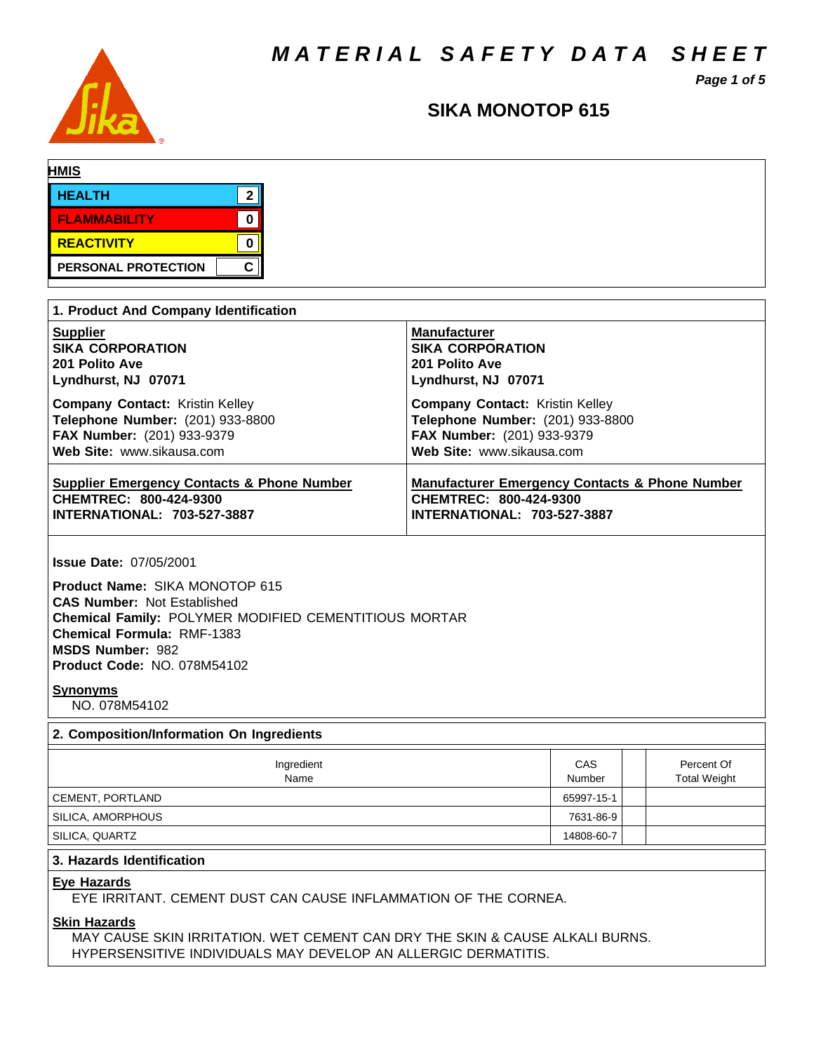# MATERIAL SAFETY DATA SHEET

## SIKA MONOTOP 615

**HMIS**

| | |
|---|---|
| HEALTH | 2 |
| FLAMMABILITY | 0 |
| REACTIVITY | 0 |
| PERSONAL PROTECTION | C |

## 1. Product And Company Identification

**Supplier**
**SIKA CORPORATION**
**201 Polito Ave**
**Lyndhurst, NJ 07071**

**Company Contact:** Kristin Kelley
**Telephone Number:** (201) 933-8800
**FAX Number:** (201) 933-9379
**Web Site:** www.sikausa.com

**Manufacturer**
**SIKA CORPORATION**
**201 Polito Ave**
**Lyndhurst, NJ 07071**

**Company Contact:** Kristin Kelley
**Telephone Number:** (201) 933-8800
**FAX Number:** (201) 933-9379
**Web Site:** www.sikausa.com

**Supplier Emergency Contacts & Phone Number**
**CHEMTREC: 800-424-9300**
**INTERNATIONAL: 703-527-3887**

**Manufacturer Emergency Contacts & Phone Number**
**CHEMTREC: 800-424-9300**
**INTERNATIONAL: 703-527-3887**

**Issue Date:** 07/05/2001

**Product Name:** SIKA MONOTOP 615
**CAS Number:** Not Established
**Chemical Family:** POLYMER MODIFIED CEMENTITIOUS MORTAR
**Chemical Formula:** RMF-1383
**MSDS Number:** 982
**Product Code:** NO. 078M54102

**Synonyms**
NO. 078M54102

## 2. Composition/Information On Ingredients

| Ingredient Name | CAS Number | | Percent Of Total Weight |
|---|---|---|---|
| CEMENT, PORTLAND | 65997-15-1 | | |
| SILICA, AMORPHOUS | 7631-86-9 | | |
| SILICA, QUARTZ | 14808-60-7 | | |

## 3. Hazards Identification

**Eye Hazards**
EYE IRRITANT. CEMENT DUST CAN CAUSE INFLAMMATION OF THE CORNEA.

**Skin Hazards**
MAY CAUSE SKIN IRRITATION. WET CEMENT CAN DRY THE SKIN & CAUSE ALKALI BURNS. HYPERSENSITIVE INDIVIDUALS MAY DEVELOP AN ALLERGIC DERMATITIS.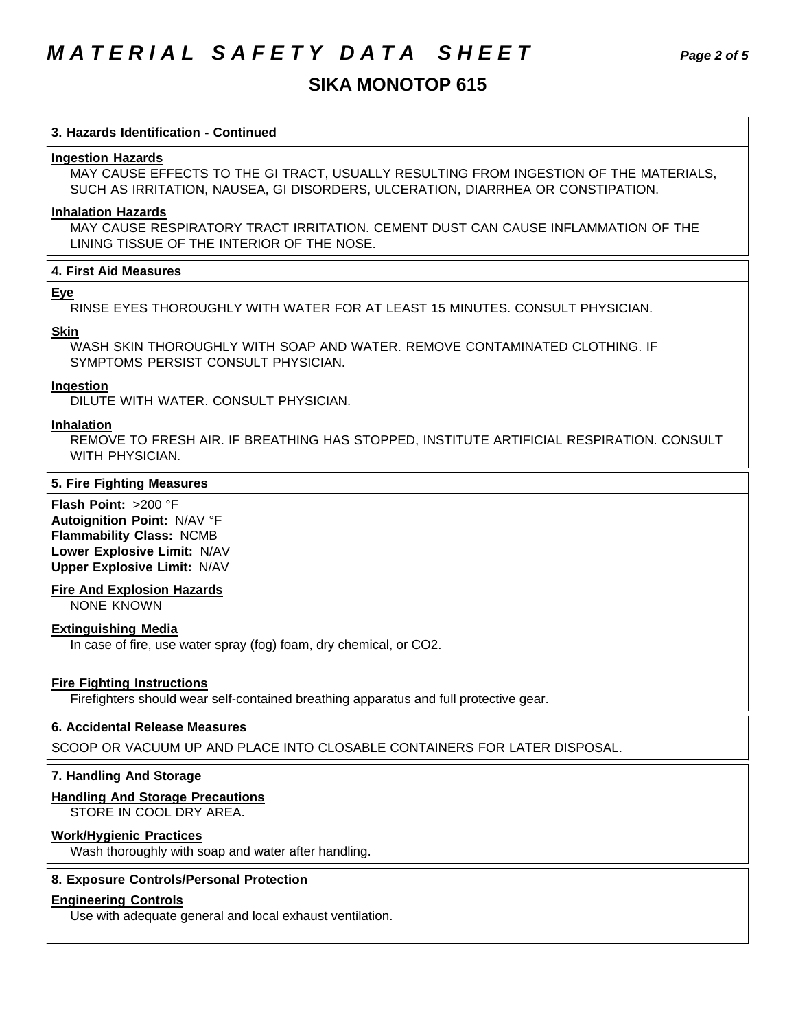## 3. Hazards Identification - Continued

**Ingestion Hazards**

MAY CAUSE EFFECTS TO THE GI TRACT, USUALLY RESULTING FROM INGESTION OF THE MATERIALS, SUCH AS IRRITATION, NAUSEA, GI DISORDERS, ULCERATION, DIARRHEA OR CONSTIPATION.

**Inhalation Hazards**

MAY CAUSE RESPIRATORY TRACT IRRITATION. CEMENT DUST CAN CAUSE INFLAMMATION OF THE LINING TISSUE OF THE INTERIOR OF THE NOSE.

## 4. First Aid Measures

**Eye**

RINSE EYES THOROUGHLY WITH WATER FOR AT LEAST 15 MINUTES. CONSULT PHYSICIAN.

**Skin**

WASH SKIN THOROUGHLY WITH SOAP AND WATER. REMOVE CONTAMINATED CLOTHING. IF SYMPTOMS PERSIST CONSULT PHYSICIAN.

**Ingestion**

DILUTE WITH WATER. CONSULT PHYSICIAN.

**Inhalation**

REMOVE TO FRESH AIR. IF BREATHING HAS STOPPED, INSTITUTE ARTIFICIAL RESPIRATION. CONSULT WITH PHYSICIAN.

## 5. Fire Fighting Measures

**Flash Point:** >200 °F
**Autoignition Point:** N/AV °F
**Flammability Class:** NCMB
**Lower Explosive Limit:** N/AV
**Upper Explosive Limit:** N/AV

**Fire And Explosion Hazards**

NONE KNOWN

**Extinguishing Media**

In case of fire, use water spray (fog) foam, dry chemical, or $CO_2$.

**Fire Fighting Instructions**

Firefighters should wear self-contained breathing apparatus and full protective gear.

## 6. Accidental Release Measures

SCOOP OR VACUUM UP AND PLACE INTO CLOSABLE CONTAINERS FOR LATER DISPOSAL.

## 7. Handling And Storage

**Handling And Storage Precautions**

STORE IN COOL DRY AREA.

**Work/Hygienic Practices**

Wash thoroughly with soap and water after handling.

## 8. Exposure Controls/Personal Protection

**Engineering Controls**

Use with adequate general and local exhaust ventilation.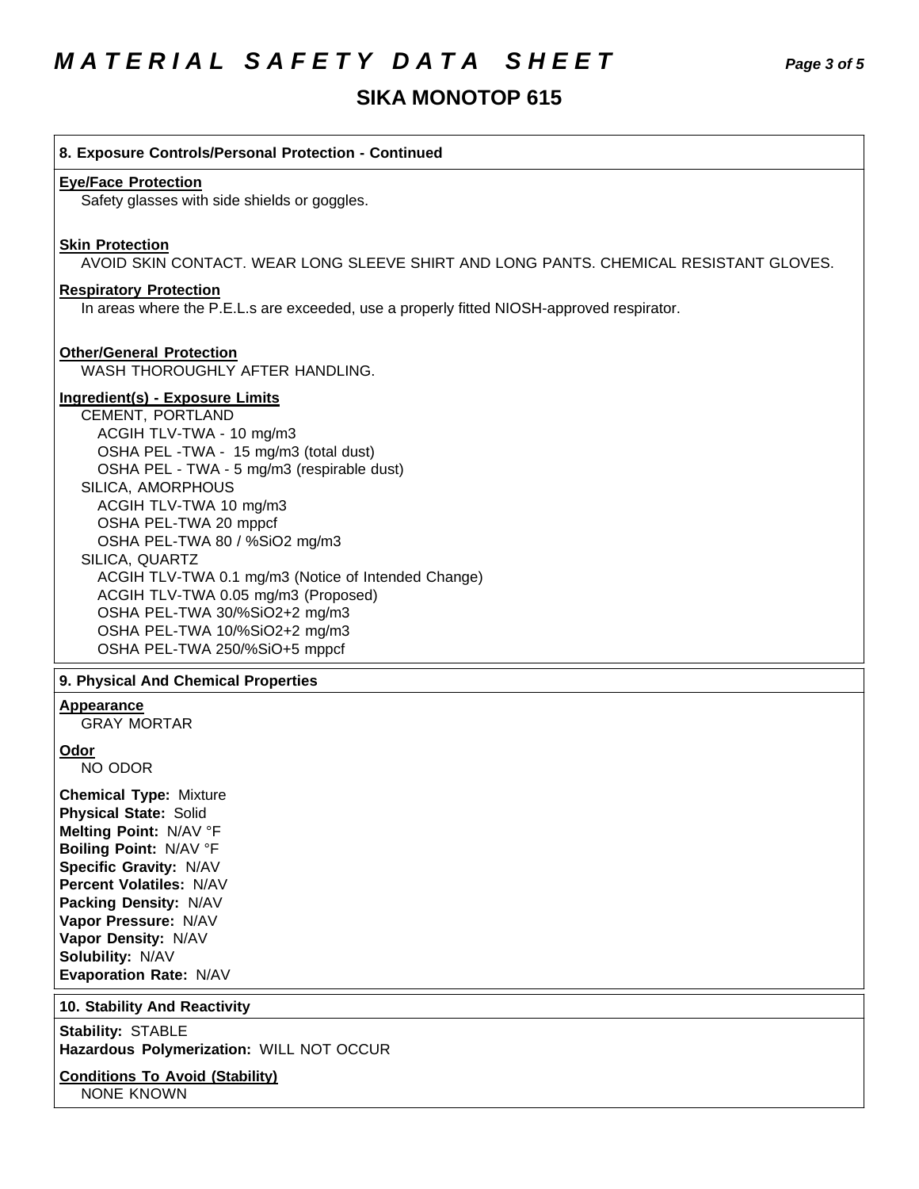# MATERIAL SAFETY DATA SHEET

## SIKA MONOTOP 615

### 8. Exposure Controls/Personal Protection - Continued

**Eye/Face Protection**

Safety glasses with side shields or goggles.

**Skin Protection**

AVOID SKIN CONTACT. WEAR LONG SLEEVE SHIRT AND LONG PANTS. CHEMICAL RESISTANT GLOVES.

**Respiratory Protection**

In areas where the P.E.L.s are exceeded, use a properly fitted NIOSH-approved respirator.

**Other/General Protection**

WASH THOROUGHLY AFTER HANDLING.

**Ingredient(s) - Exposure Limits**

CEMENT, PORTLAND
- ACGIH TLV-TWA - 10 mg/m3
- OSHA PEL -TWA - 15 mg/m3 (total dust)
- OSHA PEL - TWA - 5 mg/m3 (respirable dust)

SILICA, AMORPHOUS
- ACGIH TLV-TWA 10 mg/m3
- OSHA PEL-TWA 20 mppcf
- OSHA PEL-TWA 80 / %SiO2 mg/m3

SILICA, QUARTZ
- ACGIH TLV-TWA 0.1 mg/m3 (Notice of Intended Change)
- ACGIH TLV-TWA 0.05 mg/m3 (Proposed)
- OSHA PEL-TWA 30/%SiO2+2 mg/m3
- OSHA PEL-TWA 10/%SiO2+2 mg/m3
- OSHA PEL-TWA 250/%SiO+5 mppcf

### 9. Physical And Chemical Properties

**Appearance**

GRAY MORTAR

**Odor**

NO ODOR

**Chemical Type:** Mixture
**Physical State:** Solid
**Melting Point:** N/AV °F
**Boiling Point:** N/AV °F
**Specific Gravity:** N/AV
**Percent Volatiles:** N/AV
**Packing Density:** N/AV
**Vapor Pressure:** N/AV
**Vapor Density:** N/AV
**Solubility:** N/AV
**Evaporation Rate:** N/AV

### 10. Stability And Reactivity

**Stability:** STABLE
**Hazardous Polymerization:** WILL NOT OCCUR

**Conditions To Avoid (Stability)**

NONE KNOWN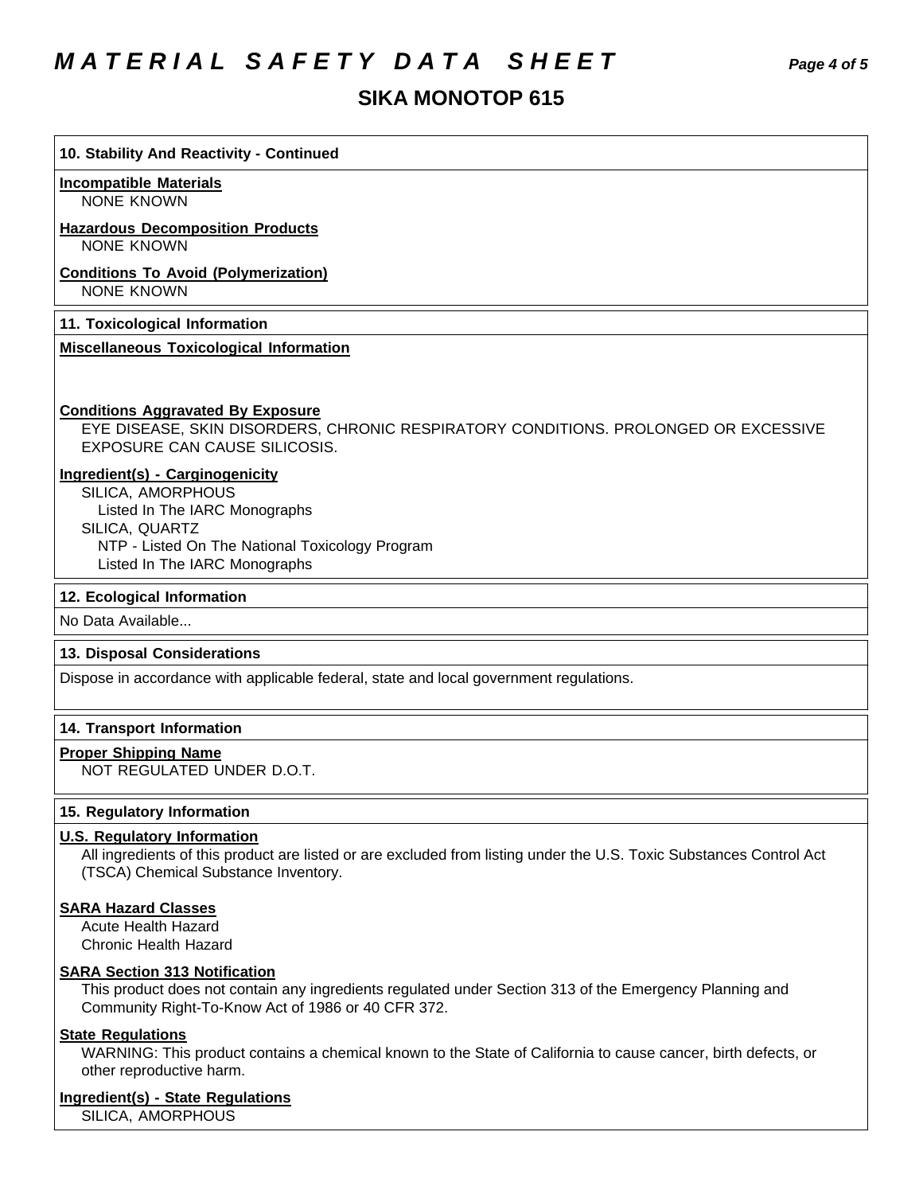# MATERIAL SAFETY DATA SHEET

## SIKA MONOTOP 615

### 10. Stability And Reactivity - Continued

**Incompatible Materials**

NONE KNOWN

**Hazardous Decomposition Products**

NONE KNOWN

**Conditions To Avoid (Polymerization)**

NONE KNOWN

### 11. Toxicological Information

**Miscellaneous Toxicological Information**

**Conditions Aggravated By Exposure**

EYE DISEASE, SKIN DISORDERS, CHRONIC RESPIRATORY CONDITIONS. PROLONGED OR EXCESSIVE EXPOSURE CAN CAUSE SILICOSIS.

**Ingredient(s) - Carginogenicity**

SILICA, AMORPHOUS
- Listed In The IARC Monographs

SILICA, QUARTZ
- NTP - Listed On The National Toxicology Program
- Listed In The IARC Monographs

### 12. Ecological Information

No Data Available...

### 13. Disposal Considerations

Dispose in accordance with applicable federal, state and local government regulations.

### 14. Transport Information

**Proper Shipping Name**

NOT REGULATED UNDER D.O.T.

### 15. Regulatory Information

**U.S. Regulatory Information**

All ingredients of this product are listed or are excluded from listing under the U.S. Toxic Substances Control Act (TSCA) Chemical Substance Inventory.

**SARA Hazard Classes**

Acute Health Hazard
Chronic Health Hazard

**SARA Section 313 Notification**

This product does not contain any ingredients regulated under Section 313 of the Emergency Planning and Community Right-To-Know Act of 1986 or 40 CFR 372.

**State Regulations**

WARNING: This product contains a chemical known to the State of California to cause cancer, birth defects, or other reproductive harm.

**Ingredient(s) - State Regulations**

SILICA, AMORPHOUS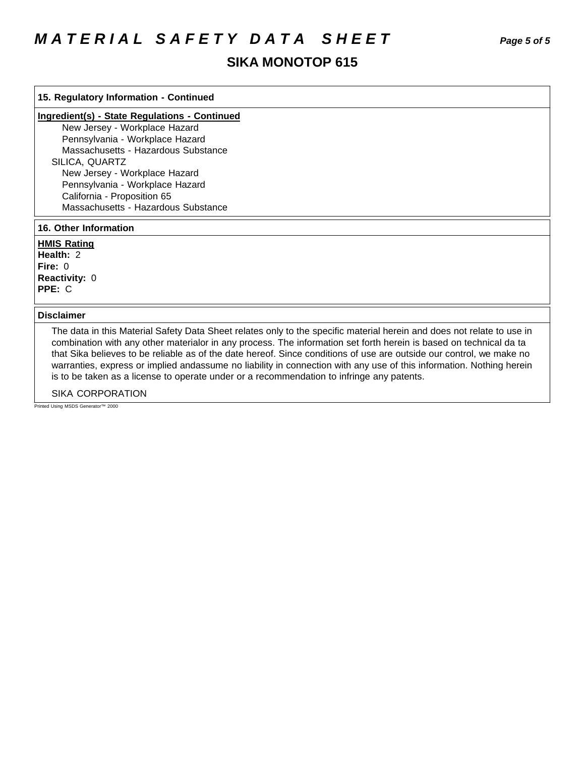## 15. Regulatory Information - Continued

**Ingredient(s) - State Regulations - Continued**

New Jersey - Workplace Hazard
Pennsylvania - Workplace Hazard
Massachusetts - Hazardous Substance

SILICA, QUARTZ

New Jersey - Workplace Hazard
Pennsylvania - Workplace Hazard
California - Proposition 65
Massachusetts - Hazardous Substance

## 16. Other Information

**HMIS Rating**

**Health:** 2
**Fire:** 0
**Reactivity:** 0
**PPE:** C

## Disclaimer

The data in this Material Safety Data Sheet relates only to the specific material herein and does not relate to use in combination with any other materialor in any process. The information set forth herein is based on technical da ta that Sika believes to be reliable as of the date hereof. Since conditions of use are outside our control, we make no warranties, express or implied andassume no liability in connection with any use of this information. Nothing herein is to be taken as a license to operate under or a recommendation to infringe any patents.

SIKA CORPORATION

Printed Using MSDS Generator™ 2000